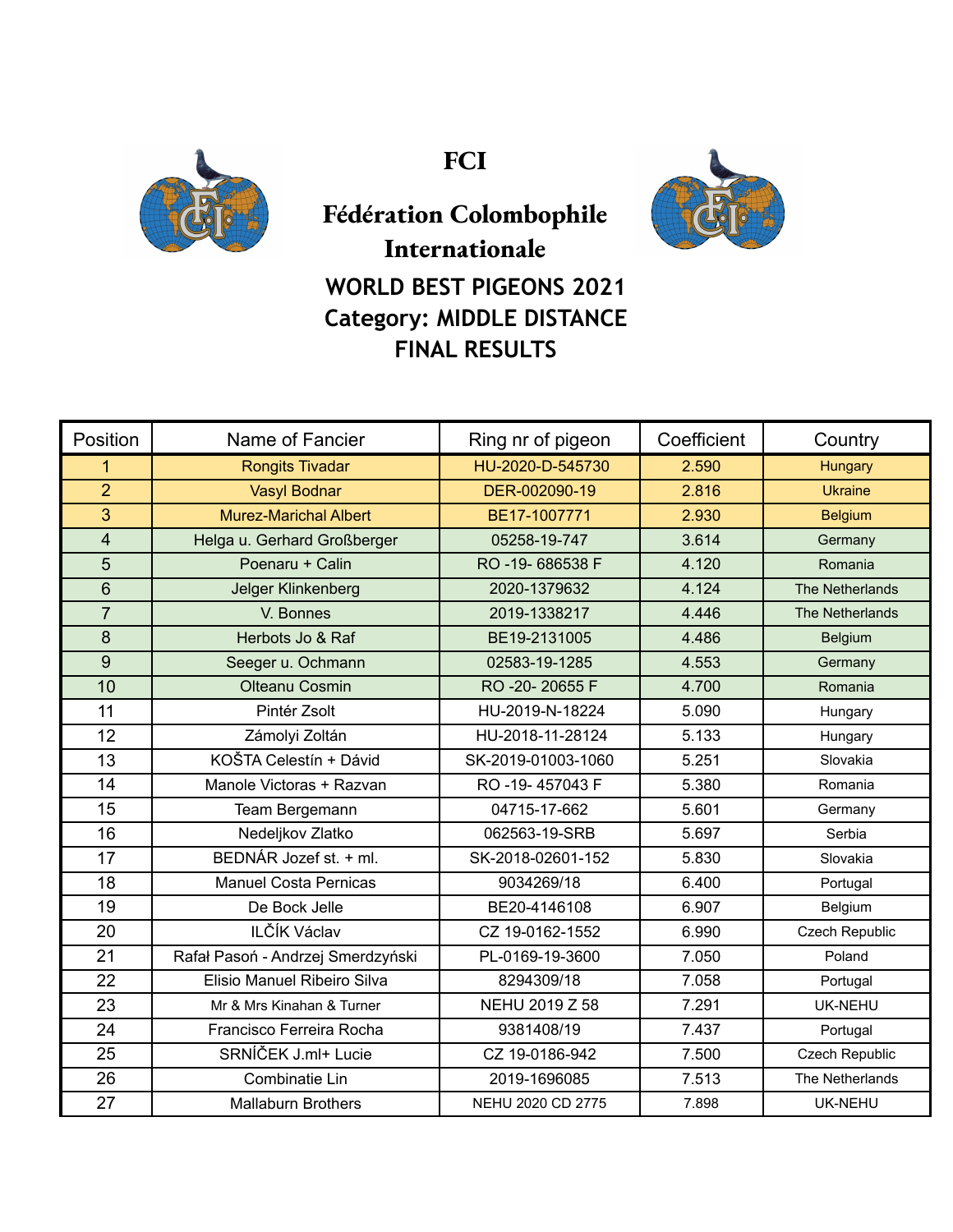# FCI

## Fédération Colombophile Internationale

### WORLD BEST PIGEONS 2021
### Category: MIDDLE DISTANCE
### FINAL RESULTS

| Position | Name of Fancier | Ring nr of pigeon | Coefficient | Country |
|---|---|---|---|---|
| 1 | Rongits Tivadar | HU-2020-D-545730 | 2.590 | Hungary |
| 2 | Vasyl Bodnar | DER-002090-19 | 2.816 | Ukraine |
| 3 | Murez-Marichal Albert | BE17-1007771 | 2.930 | Belgium |
| 4 | Helga u. Gerhard Großberger | 05258-19-747 | 3.614 | Germany |
| 5 | Poenaru + Calin | RO -19- 686538 F | 4.120 | Romania |
| 6 | Jelger Klinkenberg | 2020-1379632 | 4.124 | The Netherlands |
| 7 | V. Bonnes | 2019-1338217 | 4.446 | The Netherlands |
| 8 | Herbots Jo & Raf | BE19-2131005 | 4.486 | Belgium |
| 9 | Seeger u. Ochmann | 02583-19-1285 | 4.553 | Germany |
| 10 | Olteanu Cosmin | RO -20- 20655 F | 4.700 | Romania |
| 11 | Pintér Zsolt | HU-2019-N-18224 | 5.090 | Hungary |
| 12 | Zámolyi Zoltán | HU-2018-11-28124 | 5.133 | Hungary |
| 13 | KOŠTA Celestín + Dávid | SK-2019-01003-1060 | 5.251 | Slovakia |
| 14 | Manole Victoras + Razvan | RO -19- 457043 F | 5.380 | Romania |
| 15 | Team Bergemann | 04715-17-662 | 5.601 | Germany |
| 16 | Nedeljkov Zlatko | 062563-19-SRB | 5.697 | Serbia |
| 17 | BEDNÁR Jozef st. + ml. | SK-2018-02601-152 | 5.830 | Slovakia |
| 18 | Manuel Costa Pernicas | 9034269/18 | 6.400 | Portugal |
| 19 | De Bock Jelle | BE20-4146108 | 6.907 | Belgium |
| 20 | ILČÍK Václav | CZ 19-0162-1552 | 6.990 | Czech Republic |
| 21 | Rafał Pasoń - Andrzej Smerdzyński | PL-0169-19-3600 | 7.050 | Poland |
| 22 | Elisio Manuel Ribeiro Silva | 8294309/18 | 7.058 | Portugal |
| 23 | Mr & Mrs Kinahan & Turner | NEHU 2019 Z 58 | 7.291 | UK-NEHU |
| 24 | Francisco Ferreira Rocha | 9381408/19 | 7.437 | Portugal |
| 25 | SRNÍČEK J.ml+ Lucie | CZ 19-0186-942 | 7.500 | Czech Republic |
| 26 | Combinatie Lin | 2019-1696085 | 7.513 | The Netherlands |
| 27 | Mallaburn Brothers | NEHU 2020 CD 2775 | 7.898 | UK-NEHU |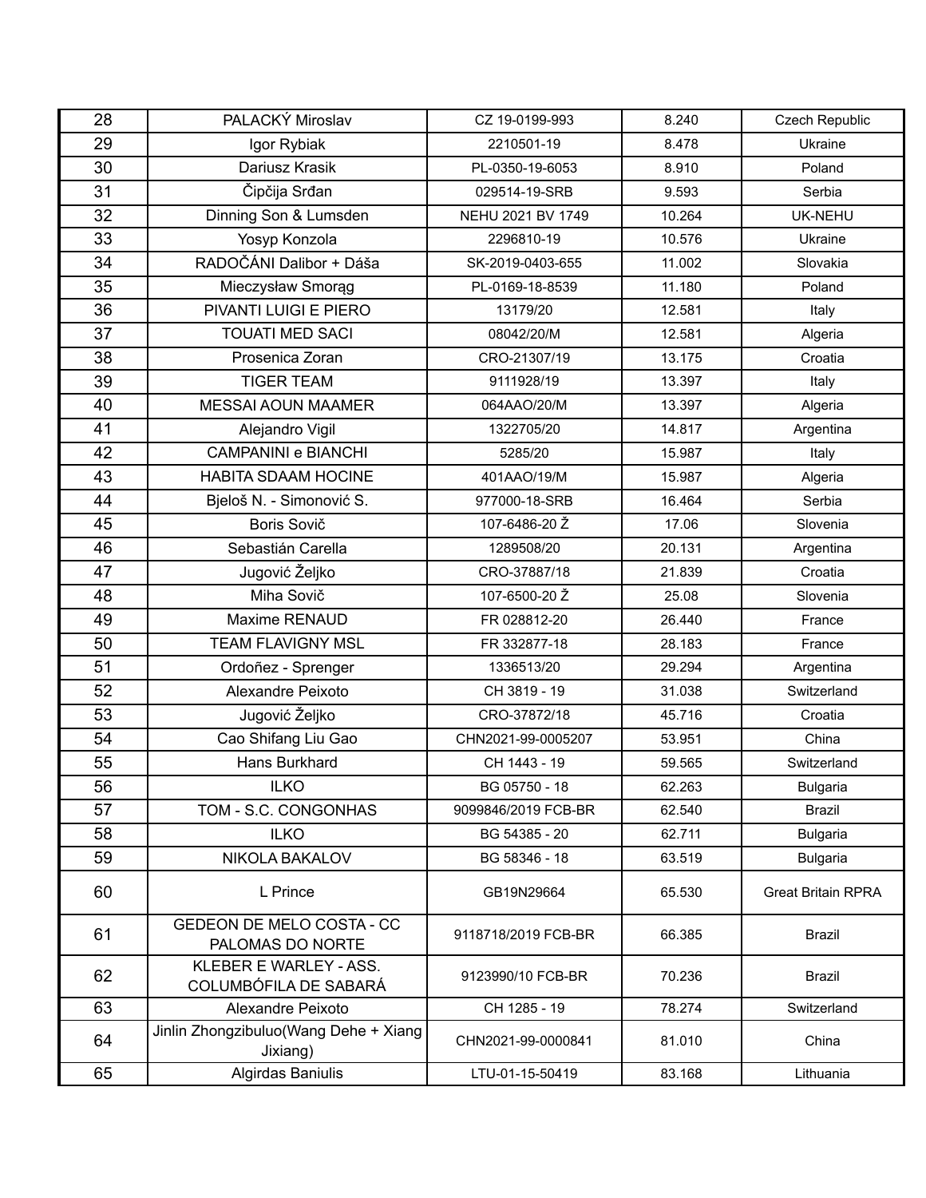| 28 | PALACKÝ Miroslav | CZ 19-0199-993 | 8.240 | Czech Republic |
|---|---|---|---|---|
| 29 | Igor Rybiak | 2210501-19 | 8.478 | Ukraine |
| 30 | Dariusz Krasik | PL-0350-19-6053 | 8.910 | Poland |
| 31 | Čipčija Srđan | 029514-19-SRB | 9.593 | Serbia |
| 32 | Dinning Son & Lumsden | NEHU 2021 BV 1749 | 10.264 | UK-NEHU |
| 33 | Yosyp Konzola | 2296810-19 | 10.576 | Ukraine |
| 34 | RADOČÁNI Dalibor + Dáša | SK-2019-0403-655 | 11.002 | Slovakia |
| 35 | Mieczysław Smorąg | PL-0169-18-8539 | 11.180 | Poland |
| 36 | PIVANTI LUIGI E PIERO | 13179/20 | 12.581 | Italy |
| 37 | TOUATI MED SACI | 08042/20/M | 12.581 | Algeria |
| 38 | Prosenica Zoran | CRO-21307/19 | 13.175 | Croatia |
| 39 | TIGER TEAM | 9111928/19 | 13.397 | Italy |
| 40 | MESSAI AOUN MAAMER | 064AAO/20/M | 13.397 | Algeria |
| 41 | Alejandro Vigil | 1322705/20 | 14.817 | Argentina |
| 42 | CAMPANINI e BIANCHI | 5285/20 | 15.987 | Italy |
| 43 | HABITA SDAAM HOCINE | 401AAO/19/M | 15.987 | Algeria |
| 44 | Bjeloš N. - Simonović S. | 977000-18-SRB | 16.464 | Serbia |
| 45 | Boris Sovič | 107-6486-20 Ž | 17.06 | Slovenia |
| 46 | Sebastián Carella | 1289508/20 | 20.131 | Argentina |
| 47 | Jugović Željko | CRO-37887/18 | 21.839 | Croatia |
| 48 | Miha Sovič | 107-6500-20 Ž | 25.08 | Slovenia |
| 49 | Maxime RENAUD | FR 028812-20 | 26.440 | France |
| 50 | TEAM FLAVIGNY MSL | FR 332877-18 | 28.183 | France |
| 51 | Ordoñez - Sprenger | 1336513/20 | 29.294 | Argentina |
| 52 | Alexandre Peixoto | CH 3819 - 19 | 31.038 | Switzerland |
| 53 | Jugović Željko | CRO-37872/18 | 45.716 | Croatia |
| 54 | Cao Shifang Liu Gao | CHN2021-99-0005207 | 53.951 | China |
| 55 | Hans Burkhard | CH 1443 - 19 | 59.565 | Switzerland |
| 56 | ILKO | BG 05750 - 18 | 62.263 | Bulgaria |
| 57 | TOM - S.C. CONGONHAS | 9099846/2019 FCB-BR | 62.540 | Brazil |
| 58 | ILKO | BG 54385 - 20 | 62.711 | Bulgaria |
| 59 | NIKOLA BAKALOV | BG 58346 - 18 | 63.519 | Bulgaria |
| 60 | L Prince | GB19N29664 | 65.530 | Great Britain RPRA |
| 61 | GEDEON DE MELO COSTA - CC PALOMAS DO NORTE | 9118718/2019 FCB-BR | 66.385 | Brazil |
| 62 | KLEBER E WARLEY - ASS. COLUMBÓFILA DE SABARÁ | 9123990/10 FCB-BR | 70.236 | Brazil |
| 63 | Alexandre Peixoto | CH 1285 - 19 | 78.274 | Switzerland |
| 64 | Jinlin Zhongzibuluo(Wang Dehe + Xiang Jixiang) | CHN2021-99-0000841 | 81.010 | China |
| 65 | Algirdas Baniulis | LTU-01-15-50419 | 83.168 | Lithuania |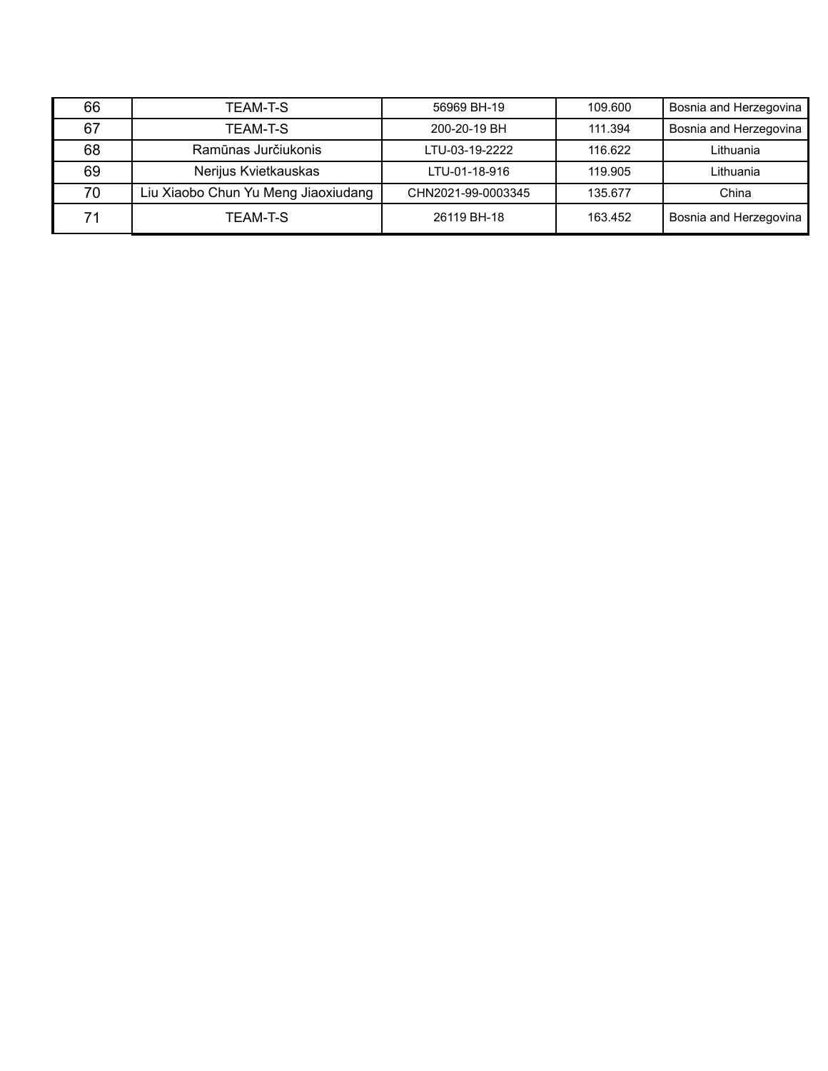| | | | | |
|---|---|---|---|---|
| 66 | TEAM-T-S | 56969 BH-19 | 109.600 | Bosnia and Herzegovina |
| 67 | TEAM-T-S | 200-20-19 BH | 111.394 | Bosnia and Herzegovina |
| 68 | Ramūnas Jurčiukonis | LTU-03-19-2222 | 116.622 | Lithuania |
| 69 | Nerijus Kvietkauskas | LTU-01-18-916 | 119.905 | Lithuania |
| 70 | Liu Xiaobo Chun Yu Meng Jiaoxiudang | CHN2021-99-0003345 | 135.677 | China |
| 71 | TEAM-T-S | 26119 BH-18 | 163.452 | Bosnia and Herzegovina |